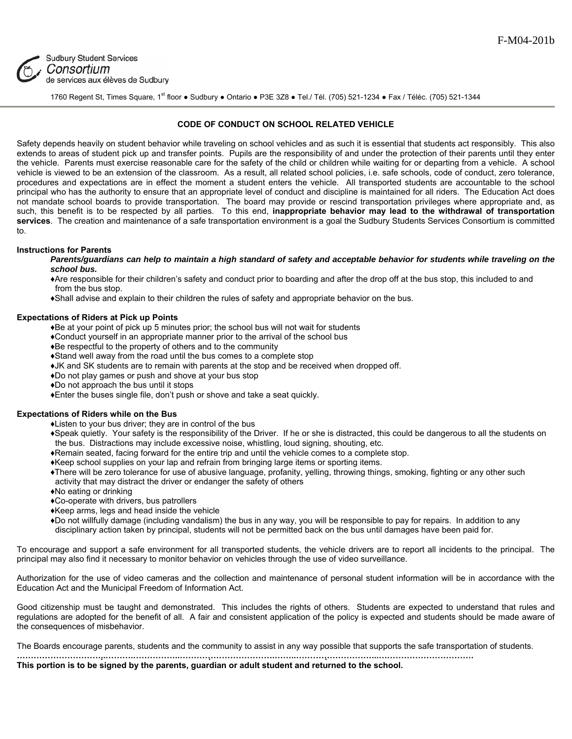F-M04-201b

Sudbury Student Services
Consortium
de services aux élèves de Sudbury

1760 Regent St, Times Square, 1st floor ● Sudbury ● Ontario ● P3E 3Z8 ● Tel./ Tél. (705) 521-1234 ● Fax / Téléc. (705) 521-1344

## CODE OF CONDUCT ON SCHOOL RELATED VEHICLE

Safety depends heavily on student behavior while traveling on school vehicles and as such it is essential that students act responsibly. This also extends to areas of student pick up and transfer points. Pupils are the responsibility of and under the protection of their parents until they enter the vehicle. Parents must exercise reasonable care for the safety of the child or children while waiting for or departing from a vehicle. A school vehicle is viewed to be an extension of the classroom. As a result, all related school policies, i.e. safe schools, code of conduct, zero tolerance, procedures and expectations are in effect the moment a student enters the vehicle. All transported students are accountable to the school principal who has the authority to ensure that an appropriate level of conduct and discipline is maintained for all riders. The Education Act does not mandate school boards to provide transportation. The board may provide or rescind transportation privileges where appropriate and, as such, this benefit is to be respected by all parties. To this end, **inappropriate behavior may lead to the withdrawal of transportation services**. The creation and maintenance of a safe transportation environment is a goal the Sudbury Students Services Consortium is committed to.

**Instructions for Parents**

***Parents/guardians can help to maintain a high standard of safety and acceptable behavior for students while traveling on the school bus.***

- ♦Are responsible for their children's safety and conduct prior to boarding and after the drop off at the bus stop, this included to and from the bus stop.
- ♦Shall advise and explain to their children the rules of safety and appropriate behavior on the bus.

**Expectations of Riders at Pick up Points**

- ♦Be at your point of pick up 5 minutes prior; the school bus will not wait for students
- ♦Conduct yourself in an appropriate manner prior to the arrival of the school bus
- ♦Be respectful to the property of others and to the community
- ♦Stand well away from the road until the bus comes to a complete stop
- ♦JK and SK students are to remain with parents at the stop and be received when dropped off.
- ♦Do not play games or push and shove at your bus stop
- ♦Do not approach the bus until it stops
- ♦Enter the buses single file, don't push or shove and take a seat quickly.

**Expectations of Riders while on the Bus**

- ♦Listen to your bus driver; they are in control of the bus
- ♦Speak quietly. Your safety is the responsibility of the Driver. If he or she is distracted, this could be dangerous to all the students on the bus. Distractions may include excessive noise, whistling, loud signing, shouting, etc.
- ♦Remain seated, facing forward for the entire trip and until the vehicle comes to a complete stop.
- ♦Keep school supplies on your lap and refrain from bringing large items or sporting items.
- ♦There will be zero tolerance for use of abusive language, profanity, yelling, throwing things, smoking, fighting or any other such activity that may distract the driver or endanger the safety of others
- ♦No eating or drinking
- ♦Co-operate with drivers, bus patrollers
- ♦Keep arms, legs and head inside the vehicle
- ♦Do not willfully damage (including vandalism) the bus in any way, you will be responsible to pay for repairs. In addition to any disciplinary action taken by principal, students will not be permitted back on the bus until damages have been paid for.

To encourage and support a safe environment for all transported students, the vehicle drivers are to report all incidents to the principal. The principal may also find it necessary to monitor behavior on vehicles through the use of video surveillance.

Authorization for the use of video cameras and the collection and maintenance of personal student information will be in accordance with the Education Act and the Municipal Freedom of Information Act.

Good citizenship must be taught and demonstrated. This includes the rights of others. Students are expected to understand that rules and regulations are adopted for the benefit of all. A fair and consistent application of the policy is expected and students should be made aware of the consequences of misbehavior.

The Boards encourage parents, students and the community to assist in any way possible that supports the safe transportation of students.

………………………………………………………………………………………………………………………………………………

**This portion is to be signed by the parents, guardian or adult student and returned to the school.**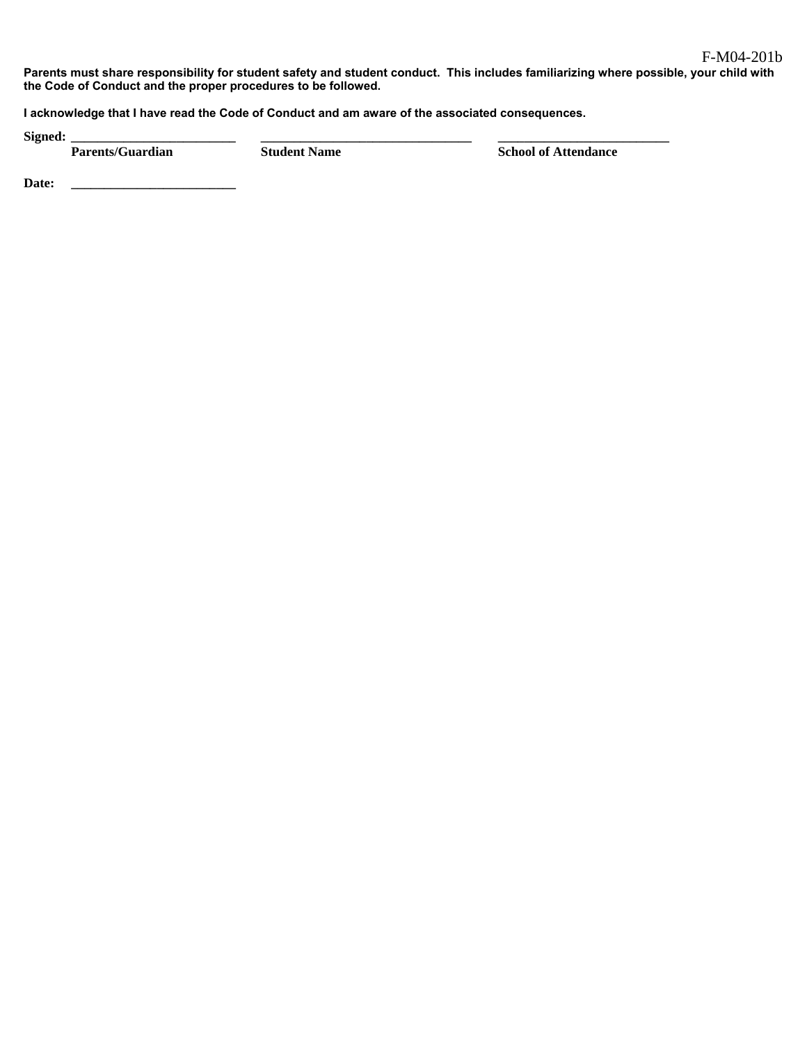F-M04-201b

**Parents must share responsibility for student safety and student conduct. This includes familiarizing where possible, your child with the Code of Conduct and the proper procedures to be followed.**

**I acknowledge that I have read the Code of Conduct and am aware of the associated consequences.**

| | | | |
|---|---|---|---|
| **Signed:** | ________________________ | ______________________________ | _________________________ |
| | **Parents/Guardian** | **Student Name** | **School of Attendance** |

**Date:** ________________________